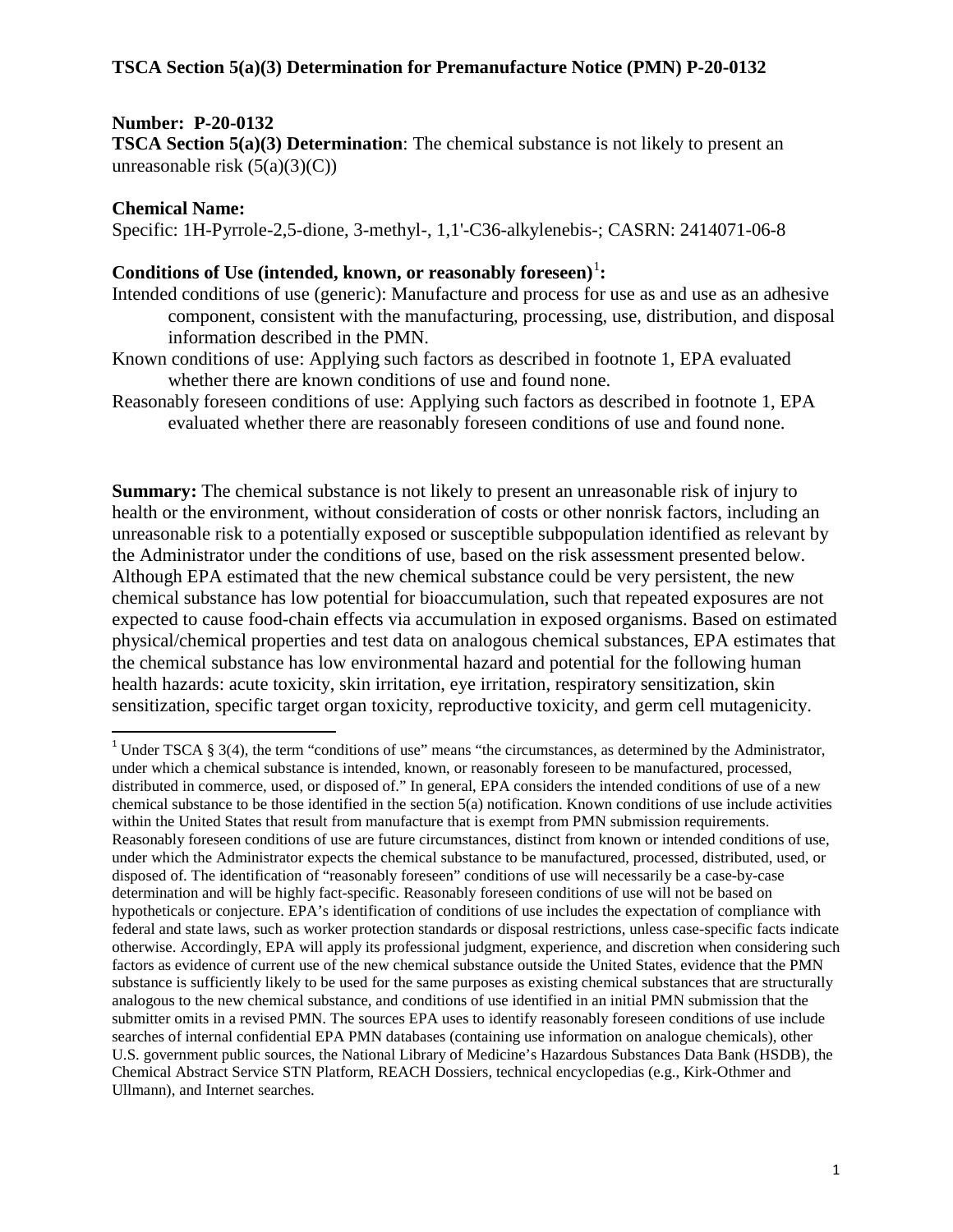# TSCA Section 5(a)(3) Determination for Premanufacture Notice (PMN) P-20-0132

**Number: P-20-0132**

**TSCA Section 5(a)(3) Determination**: The chemical substance is not likely to present an unreasonable risk (5(a)(3)(C))

**Chemical Name:**

Specific: 1H-Pyrrole-2,5-dione, 3-methyl-, 1,1'-C36-alkylenebis-; CASRN: 2414071-06-8

**Conditions of Use (intended, known, or reasonably foreseen)[1]:**

Intended conditions of use (generic): Manufacture and process for use as and use as an adhesive component, consistent with the manufacturing, processing, use, distribution, and disposal information described in the PMN.

Known conditions of use: Applying such factors as described in footnote 1, EPA evaluated whether there are known conditions of use and found none.

Reasonably foreseen conditions of use: Applying such factors as described in footnote 1, EPA evaluated whether there are reasonably foreseen conditions of use and found none.

**Summary:** The chemical substance is not likely to present an unreasonable risk of injury to health or the environment, without consideration of costs or other nonrisk factors, including an unreasonable risk to a potentially exposed or susceptible subpopulation identified as relevant by the Administrator under the conditions of use, based on the risk assessment presented below. Although EPA estimated that the new chemical substance could be very persistent, the new chemical substance has low potential for bioaccumulation, such that repeated exposures are not expected to cause food-chain effects via accumulation in exposed organisms. Based on estimated physical/chemical properties and test data on analogous chemical substances, EPA estimates that the chemical substance has low environmental hazard and potential for the following human health hazards: acute toxicity, skin irritation, eye irritation, respiratory sensitization, skin sensitization, specific target organ toxicity, reproductive toxicity, and germ cell mutagenicity.

---

[1] Under TSCA § 3(4), the term "conditions of use" means "the circumstances, as determined by the Administrator, under which a chemical substance is intended, known, or reasonably foreseen to be manufactured, processed, distributed in commerce, used, or disposed of." In general, EPA considers the intended conditions of use of a new chemical substance to be those identified in the section 5(a) notification. Known conditions of use include activities within the United States that result from manufacture that is exempt from PMN submission requirements. Reasonably foreseen conditions of use are future circumstances, distinct from known or intended conditions of use, under which the Administrator expects the chemical substance to be manufactured, processed, distributed, used, or disposed of. The identification of "reasonably foreseen" conditions of use will necessarily be a case-by-case determination and will be highly fact-specific. Reasonably foreseen conditions of use will not be based on hypotheticals or conjecture. EPA's identification of conditions of use includes the expectation of compliance with federal and state laws, such as worker protection standards or disposal restrictions, unless case-specific facts indicate otherwise. Accordingly, EPA will apply its professional judgment, experience, and discretion when considering such factors as evidence of current use of the new chemical substance outside the United States, evidence that the PMN substance is sufficiently likely to be used for the same purposes as existing chemical substances that are structurally analogous to the new chemical substance, and conditions of use identified in an initial PMN submission that the submitter omits in a revised PMN. The sources EPA uses to identify reasonably foreseen conditions of use include searches of internal confidential EPA PMN databases (containing use information on analogue chemicals), other U.S. government public sources, the National Library of Medicine's Hazardous Substances Data Bank (HSDB), the Chemical Abstract Service STN Platform, REACH Dossiers, technical encyclopedias (e.g., Kirk-Othmer and Ullmann), and Internet searches.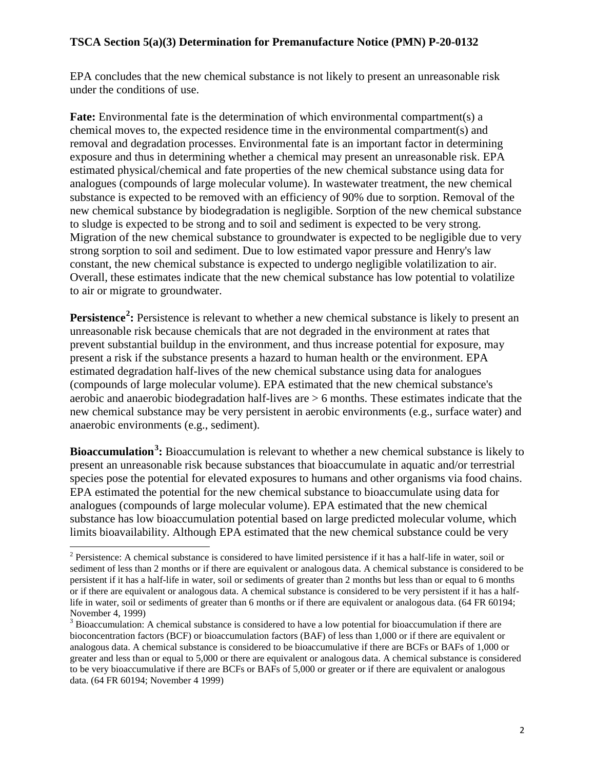EPA concludes that the new chemical substance is not likely to present an unreasonable risk under the conditions of use.

**Fate:** Environmental fate is the determination of which environmental compartment(s) a chemical moves to, the expected residence time in the environmental compartment(s) and removal and degradation processes. Environmental fate is an important factor in determining exposure and thus in determining whether a chemical may present an unreasonable risk. EPA estimated physical/chemical and fate properties of the new chemical substance using data for analogues (compounds of large molecular volume). In wastewater treatment, the new chemical substance is expected to be removed with an efficiency of 90% due to sorption. Removal of the new chemical substance by biodegradation is negligible. Sorption of the new chemical substance to sludge is expected to be strong and to soil and sediment is expected to be very strong. Migration of the new chemical substance to groundwater is expected to be negligible due to very strong sorption to soil and sediment. Due to low estimated vapor pressure and Henry's law constant, the new chemical substance is expected to undergo negligible volatilization to air. Overall, these estimates indicate that the new chemical substance has low potential to volatilize to air or migrate to groundwater.

**Persistence[2]:** Persistence is relevant to whether a new chemical substance is likely to present an unreasonable risk because chemicals that are not degraded in the environment at rates that prevent substantial buildup in the environment, and thus increase potential for exposure, may present a risk if the substance presents a hazard to human health or the environment. EPA estimated degradation half-lives of the new chemical substance using data for analogues (compounds of large molecular volume). EPA estimated that the new chemical substance's aerobic and anaerobic biodegradation half-lives are > 6 months. These estimates indicate that the new chemical substance may be very persistent in aerobic environments (e.g., surface water) and anaerobic environments (e.g., sediment).

**Bioaccumulation[3]:** Bioaccumulation is relevant to whether a new chemical substance is likely to present an unreasonable risk because substances that bioaccumulate in aquatic and/or terrestrial species pose the potential for elevated exposures to humans and other organisms via food chains. EPA estimated the potential for the new chemical substance to bioaccumulate using data for analogues (compounds of large molecular volume). EPA estimated that the new chemical substance has low bioaccumulation potential based on large predicted molecular volume, which limits bioavailability. Although EPA estimated that the new chemical substance could be very

---

[2] Persistence: A chemical substance is considered to have limited persistence if it has a half-life in water, soil or sediment of less than 2 months or if there are equivalent or analogous data. A chemical substance is considered to be persistent if it has a half-life in water, soil or sediments of greater than 2 months but less than or equal to 6 months or if there are equivalent or analogous data. A chemical substance is considered to be very persistent if it has a half-life in water, soil or sediments of greater than 6 months or if there are equivalent or analogous data. (64 FR 60194; November 4, 1999)

[3] Bioaccumulation: A chemical substance is considered to have a low potential for bioaccumulation if there are bioconcentration factors (BCF) or bioaccumulation factors (BAF) of less than 1,000 or if there are equivalent or analogous data. A chemical substance is considered to be bioaccumulative if there are BCFs or BAFs of 1,000 or greater and less than or equal to 5,000 or there are equivalent or analogous data. A chemical substance is considered to be very bioaccumulative if there are BCFs or BAFs of 5,000 or greater or if there are equivalent or analogous data. (64 FR 60194; November 4 1999)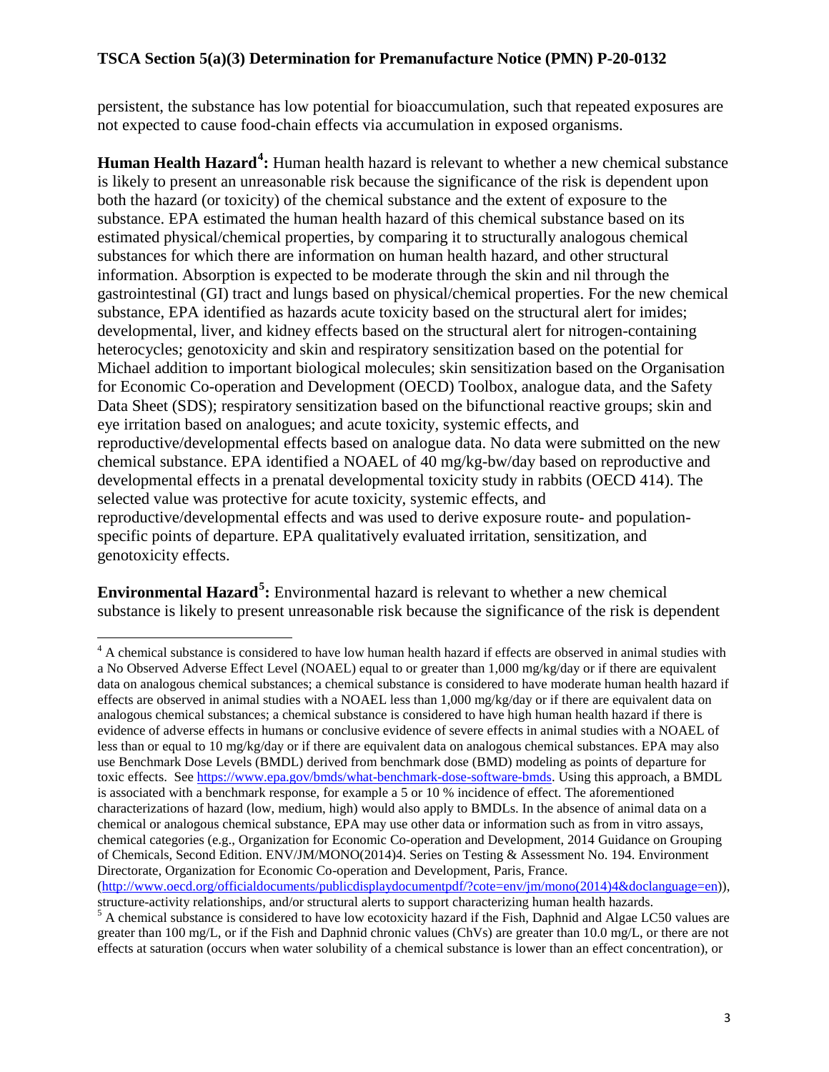persistent, the substance has low potential for bioaccumulation, such that repeated exposures are not expected to cause food-chain effects via accumulation in exposed organisms.

**Human Health Hazard[4]:** Human health hazard is relevant to whether a new chemical substance is likely to present an unreasonable risk because the significance of the risk is dependent upon both the hazard (or toxicity) of the chemical substance and the extent of exposure to the substance. EPA estimated the human health hazard of this chemical substance based on its estimated physical/chemical properties, by comparing it to structurally analogous chemical substances for which there are information on human health hazard, and other structural information. Absorption is expected to be moderate through the skin and nil through the gastrointestinal (GI) tract and lungs based on physical/chemical properties. For the new chemical substance, EPA identified as hazards acute toxicity based on the structural alert for imides; developmental, liver, and kidney effects based on the structural alert for nitrogen-containing heterocycles; genotoxicity and skin and respiratory sensitization based on the potential for Michael addition to important biological molecules; skin sensitization based on the Organisation for Economic Co-operation and Development (OECD) Toolbox, analogue data, and the Safety Data Sheet (SDS); respiratory sensitization based on the bifunctional reactive groups; skin and eye irritation based on analogues; and acute toxicity, systemic effects, and reproductive/developmental effects based on analogue data. No data were submitted on the new chemical substance. EPA identified a NOAEL of 40 mg/kg-bw/day based on reproductive and developmental effects in a prenatal developmental toxicity study in rabbits (OECD 414). The selected value was protective for acute toxicity, systemic effects, and reproductive/developmental effects and was used to derive exposure route- and population-specific points of departure. EPA qualitatively evaluated irritation, sensitization, and genotoxicity effects.

**Environmental Hazard[5]:** Environmental hazard is relevant to whether a new chemical substance is likely to present unreasonable risk because the significance of the risk is dependent

---

[4] A chemical substance is considered to have low human health hazard if effects are observed in animal studies with a No Observed Adverse Effect Level (NOAEL) equal to or greater than 1,000 mg/kg/day or if there are equivalent data on analogous chemical substances; a chemical substance is considered to have moderate human health hazard if effects are observed in animal studies with a NOAEL less than 1,000 mg/kg/day or if there are equivalent data on analogous chemical substances; a chemical substance is considered to have high human health hazard if there is evidence of adverse effects in humans or conclusive evidence of severe effects in animal studies with a NOAEL of less than or equal to 10 mg/kg/day or if there are equivalent data on analogous chemical substances. EPA may also use Benchmark Dose Levels (BMDL) derived from benchmark dose (BMD) modeling as points of departure for toxic effects. See https://www.epa.gov/bmds/what-benchmark-dose-software-bmds. Using this approach, a BMDL is associated with a benchmark response, for example a 5 or 10 % incidence of effect. The aforementioned characterizations of hazard (low, medium, high) would also apply to BMDLs. In the absence of animal data on a chemical or analogous chemical substance, EPA may use other data or information such as from in vitro assays, chemical categories (e.g., Organization for Economic Co-operation and Development, 2014 Guidance on Grouping of Chemicals, Second Edition. ENV/JM/MONO(2014)4. Series on Testing & Assessment No. 194. Environment Directorate, Organization for Economic Co-operation and Development, Paris, France. (http://www.oecd.org/officialdocuments/publicdisplaydocumentpdf/?cote=env/jm/mono(2014)4&doclanguage=en)), structure-activity relationships, and/or structural alerts to support characterizing human health hazards.

[5] A chemical substance is considered to have low ecotoxicity hazard if the Fish, Daphnid and Algae LC50 values are greater than 100 mg/L, or if the Fish and Daphnid chronic values (ChVs) are greater than 10.0 mg/L, or there are not effects at saturation (occurs when water solubility of a chemical substance is lower than an effect concentration), or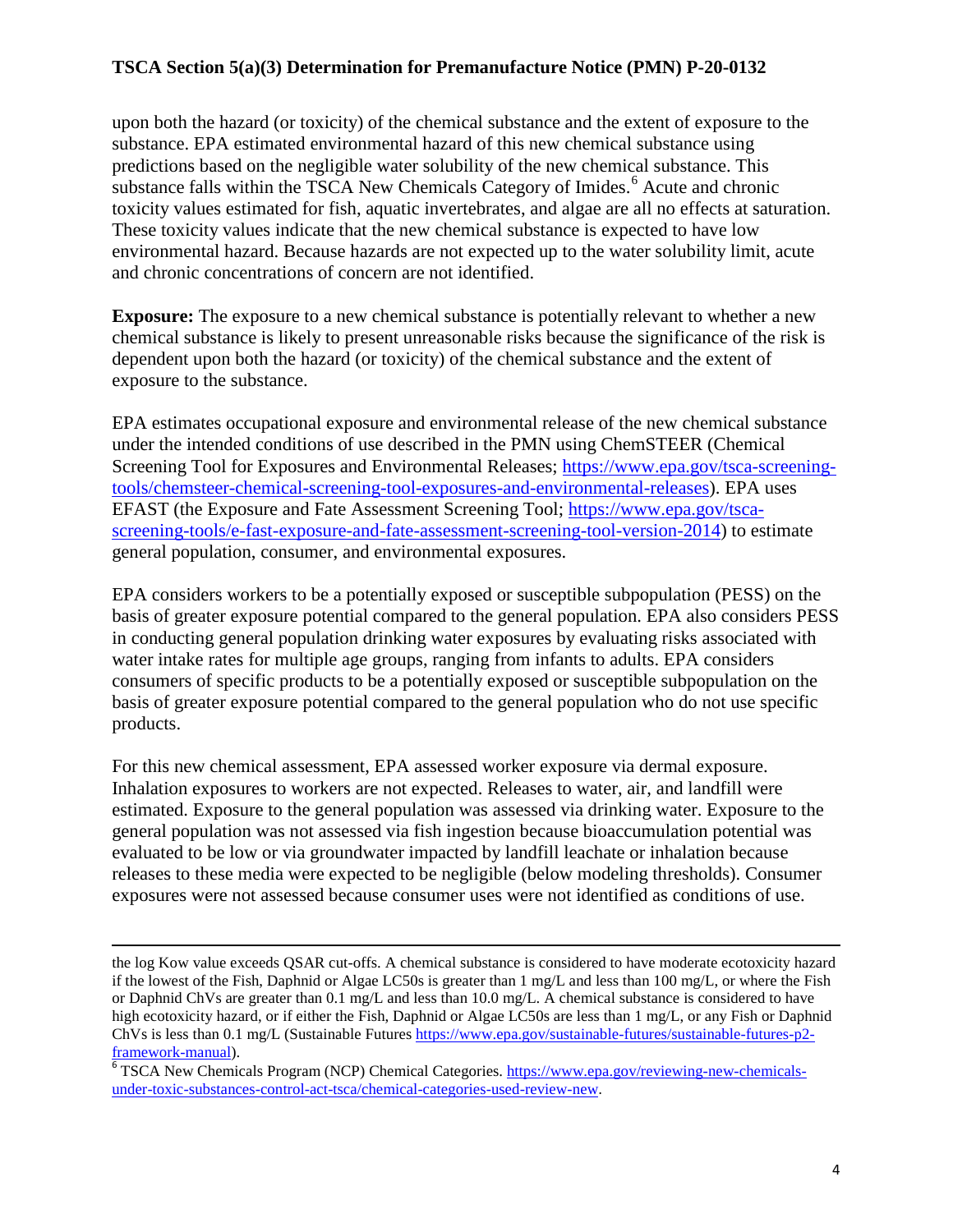upon both the hazard (or toxicity) of the chemical substance and the extent of exposure to the substance. EPA estimated environmental hazard of this new chemical substance using predictions based on the negligible water solubility of the new chemical substance. This substance falls within the TSCA New Chemicals Category of Imides.[6] Acute and chronic toxicity values estimated for fish, aquatic invertebrates, and algae are all no effects at saturation. These toxicity values indicate that the new chemical substance is expected to have low environmental hazard. Because hazards are not expected up to the water solubility limit, acute and chronic concentrations of concern are not identified.

**Exposure:** The exposure to a new chemical substance is potentially relevant to whether a new chemical substance is likely to present unreasonable risks because the significance of the risk is dependent upon both the hazard (or toxicity) of the chemical substance and the extent of exposure to the substance.

EPA estimates occupational exposure and environmental release of the new chemical substance under the intended conditions of use described in the PMN using ChemSTEER (Chemical Screening Tool for Exposures and Environmental Releases; https://www.epa.gov/tsca-screening-tools/chemsteer-chemical-screening-tool-exposures-and-environmental-releases). EPA uses EFAST (the Exposure and Fate Assessment Screening Tool; https://www.epa.gov/tsca-screening-tools/e-fast-exposure-and-fate-assessment-screening-tool-version-2014) to estimate general population, consumer, and environmental exposures.

EPA considers workers to be a potentially exposed or susceptible subpopulation (PESS) on the basis of greater exposure potential compared to the general population. EPA also considers PESS in conducting general population drinking water exposures by evaluating risks associated with water intake rates for multiple age groups, ranging from infants to adults. EPA considers consumers of specific products to be a potentially exposed or susceptible subpopulation on the basis of greater exposure potential compared to the general population who do not use specific products.

For this new chemical assessment, EPA assessed worker exposure via dermal exposure. Inhalation exposures to workers are not expected. Releases to water, air, and landfill were estimated. Exposure to the general population was assessed via drinking water. Exposure to the general population was not assessed via fish ingestion because bioaccumulation potential was evaluated to be low or via groundwater impacted by landfill leachate or inhalation because releases to these media were expected to be negligible (below modeling thresholds). Consumer exposures were not assessed because consumer uses were not identified as conditions of use.

---

the log Kow value exceeds QSAR cut-offs. A chemical substance is considered to have moderate ecotoxicity hazard if the lowest of the Fish, Daphnid or Algae LC50s is greater than 1 mg/L and less than 100 mg/L, or where the Fish or Daphnid ChVs are greater than 0.1 mg/L and less than 10.0 mg/L. A chemical substance is considered to have high ecotoxicity hazard, or if either the Fish, Daphnid or Algae LC50s are less than 1 mg/L, or any Fish or Daphnid ChVs is less than 0.1 mg/L (Sustainable Futures https://www.epa.gov/sustainable-futures/sustainable-futures-p2-framework-manual).

[6] TSCA New Chemicals Program (NCP) Chemical Categories. https://www.epa.gov/reviewing-new-chemicals-under-toxic-substances-control-act-tsca/chemical-categories-used-review-new.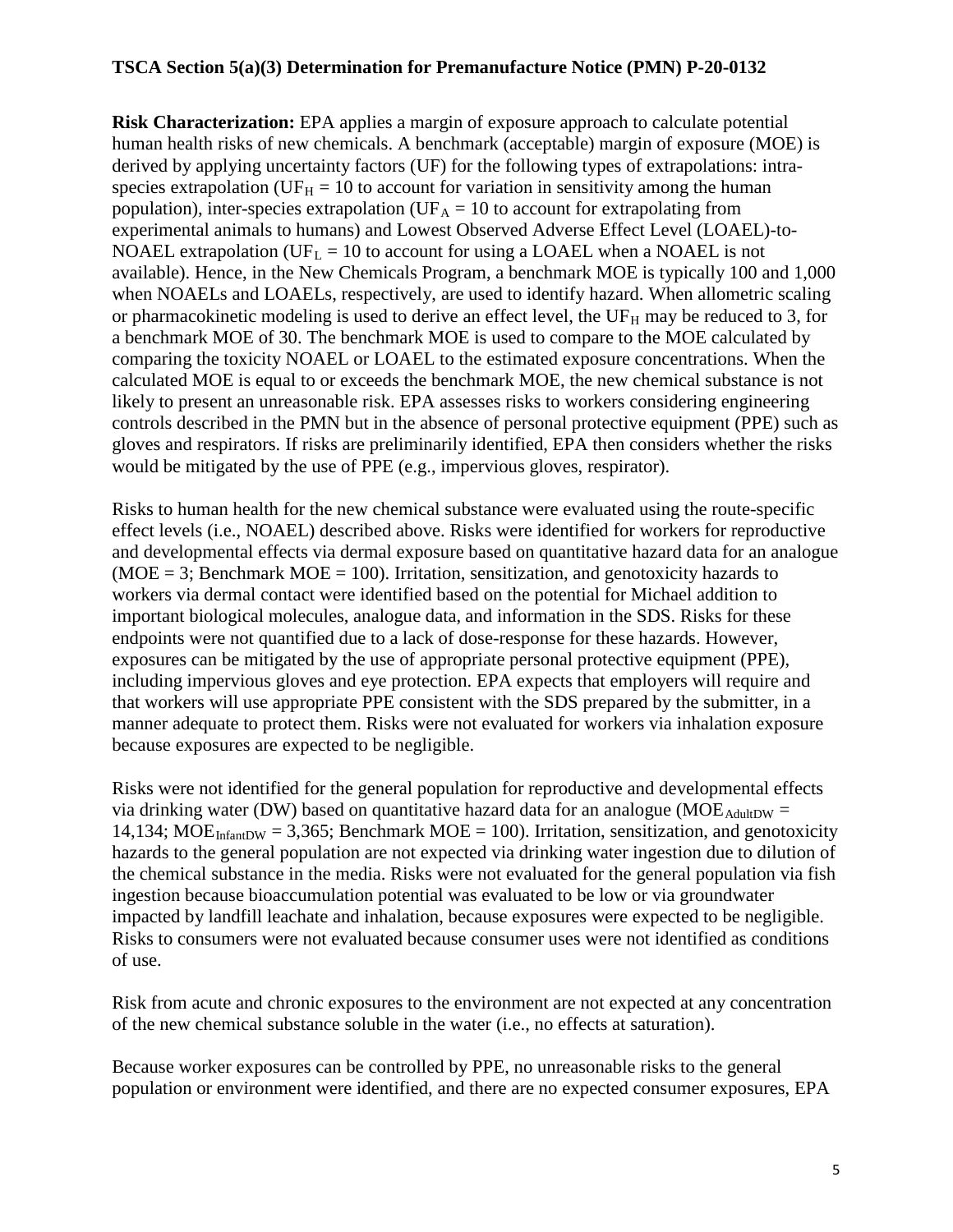**Risk Characterization:** EPA applies a margin of exposure approach to calculate potential human health risks of new chemicals. A benchmark (acceptable) margin of exposure (MOE) is derived by applying uncertainty factors (UF) for the following types of extrapolations: intra-species extrapolation ($UF_H = 10$ to account for variation in sensitivity among the human population), inter-species extrapolation ($UF_A = 10$ to account for extrapolating from experimental animals to humans) and Lowest Observed Adverse Effect Level (LOAEL)-to-NOAEL extrapolation ($UF_L = 10$ to account for using a LOAEL when a NOAEL is not available). Hence, in the New Chemicals Program, a benchmark MOE is typically 100 and 1,000 when NOAELs and LOAELs, respectively, are used to identify hazard. When allometric scaling or pharmacokinetic modeling is used to derive an effect level, the $UF_H$ may be reduced to 3, for a benchmark MOE of 30. The benchmark MOE is used to compare to the MOE calculated by comparing the toxicity NOAEL or LOAEL to the estimated exposure concentrations. When the calculated MOE is equal to or exceeds the benchmark MOE, the new chemical substance is not likely to present an unreasonable risk. EPA assesses risks to workers considering engineering controls described in the PMN but in the absence of personal protective equipment (PPE) such as gloves and respirators. If risks are preliminarily identified, EPA then considers whether the risks would be mitigated by the use of PPE (e.g., impervious gloves, respirator).

Risks to human health for the new chemical substance were evaluated using the route-specific effect levels (i.e., NOAEL) described above. Risks were identified for workers for reproductive and developmental effects via dermal exposure based on quantitative hazard data for an analogue (MOE = 3; Benchmark MOE = 100). Irritation, sensitization, and genotoxicity hazards to workers via dermal contact were identified based on the potential for Michael addition to important biological molecules, analogue data, and information in the SDS. Risks for these endpoints were not quantified due to a lack of dose-response for these hazards. However, exposures can be mitigated by the use of appropriate personal protective equipment (PPE), including impervious gloves and eye protection. EPA expects that employers will require and that workers will use appropriate PPE consistent with the SDS prepared by the submitter, in a manner adequate to protect them. Risks were not evaluated for workers via inhalation exposure because exposures are expected to be negligible.

Risks were not identified for the general population for reproductive and developmental effects via drinking water (DW) based on quantitative hazard data for an analogue ($MOE_{AdultDW}$ = 14,134; $MOE_{InfantDW}$ = 3,365; Benchmark MOE = 100). Irritation, sensitization, and genotoxicity hazards to the general population are not expected via drinking water ingestion due to dilution of the chemical substance in the media. Risks were not evaluated for the general population via fish ingestion because bioaccumulation potential was evaluated to be low or via groundwater impacted by landfill leachate and inhalation, because exposures were expected to be negligible. Risks to consumers were not evaluated because consumer uses were not identified as conditions of use.

Risk from acute and chronic exposures to the environment are not expected at any concentration of the new chemical substance soluble in the water (i.e., no effects at saturation).

Because worker exposures can be controlled by PPE, no unreasonable risks to the general population or environment were identified, and there are no expected consumer exposures, EPA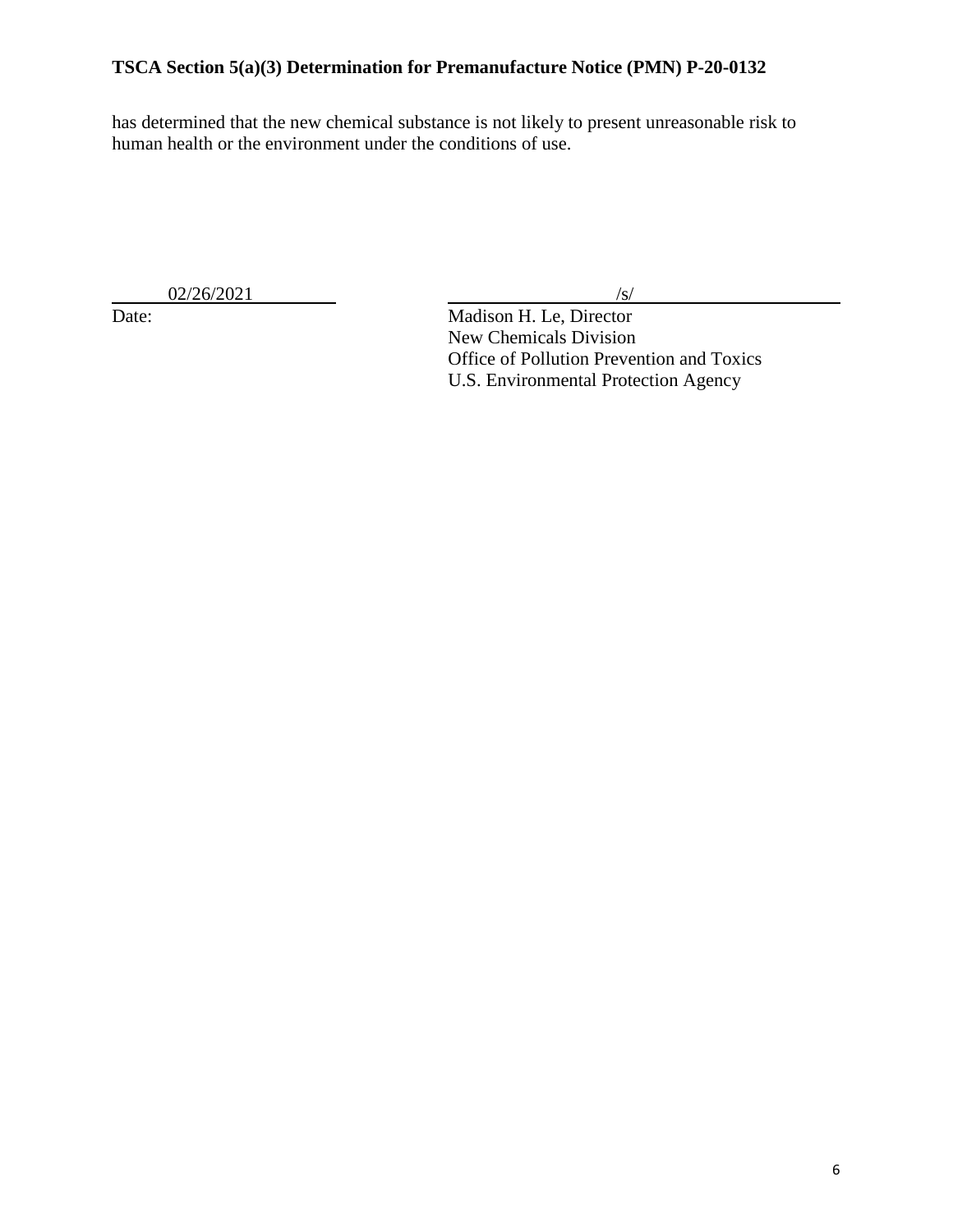has determined that the new chemical substance is not likely to present unreasonable risk to human health or the environment under the conditions of use.

02/26/2021
Date:

/s/
Madison H. Le, Director
New Chemicals Division
Office of Pollution Prevention and Toxics
U.S. Environmental Protection Agency